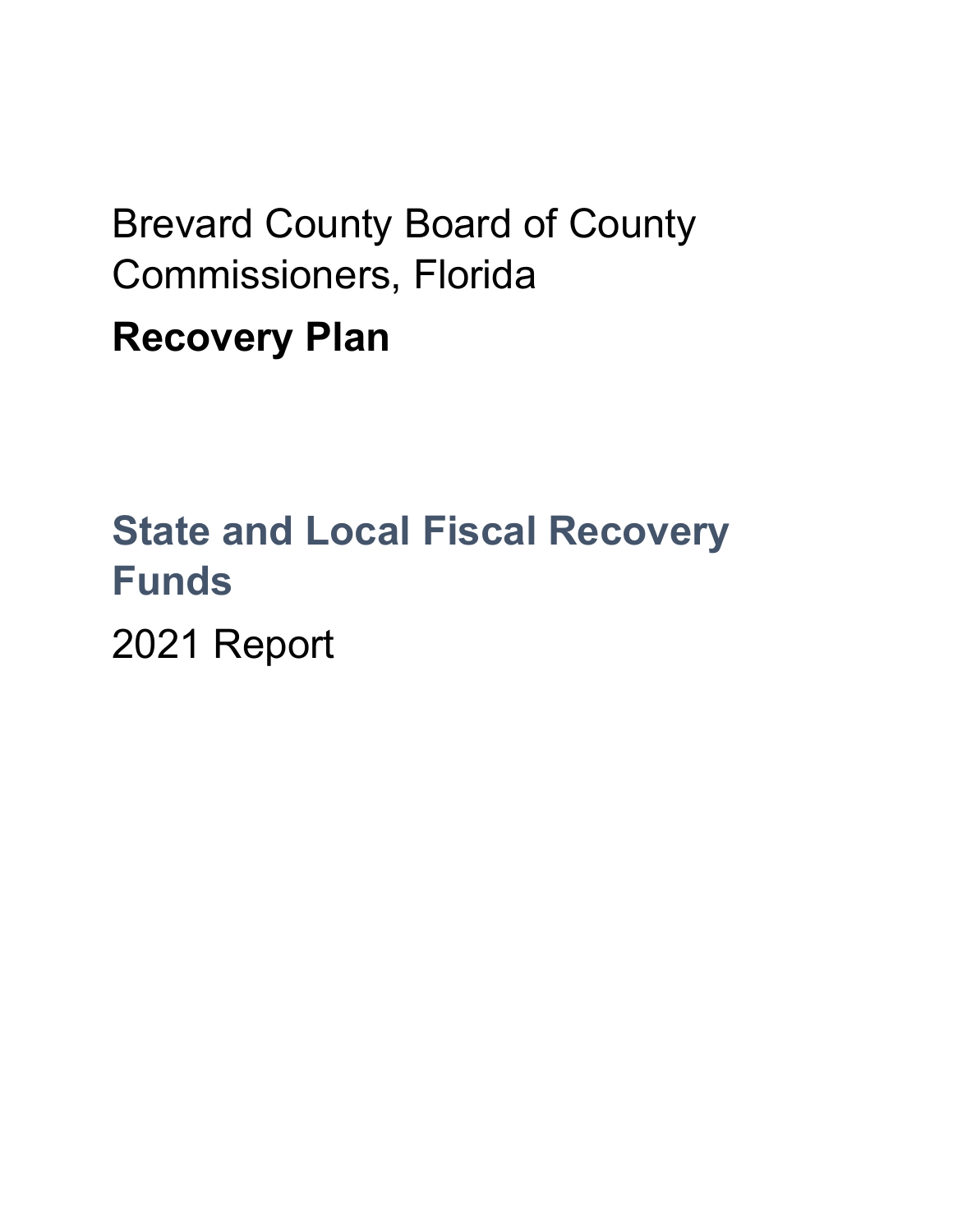Brevard County Board of County Commissioners, Florida

# Recovery Plan

## State and Local Fiscal Recovery Funds

2021 Report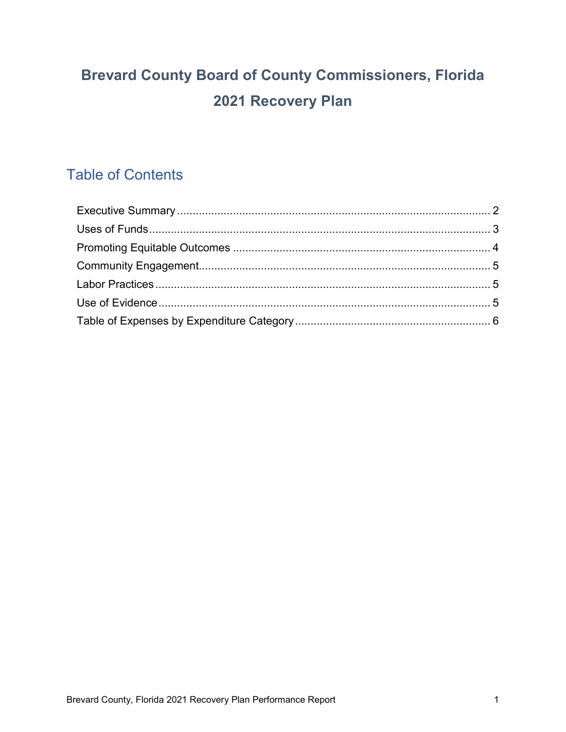# Brevard County Board of County Commissioners, Florida
# 2021 Recovery Plan

## Table of Contents

- Executive Summary ..... 2
- Uses of Funds ..... 3
- Promoting Equitable Outcomes ..... 4
- Community Engagement ..... 5
- Labor Practices ..... 5
- Use of Evidence ..... 5
- Table of Expenses by Expenditure Category ..... 6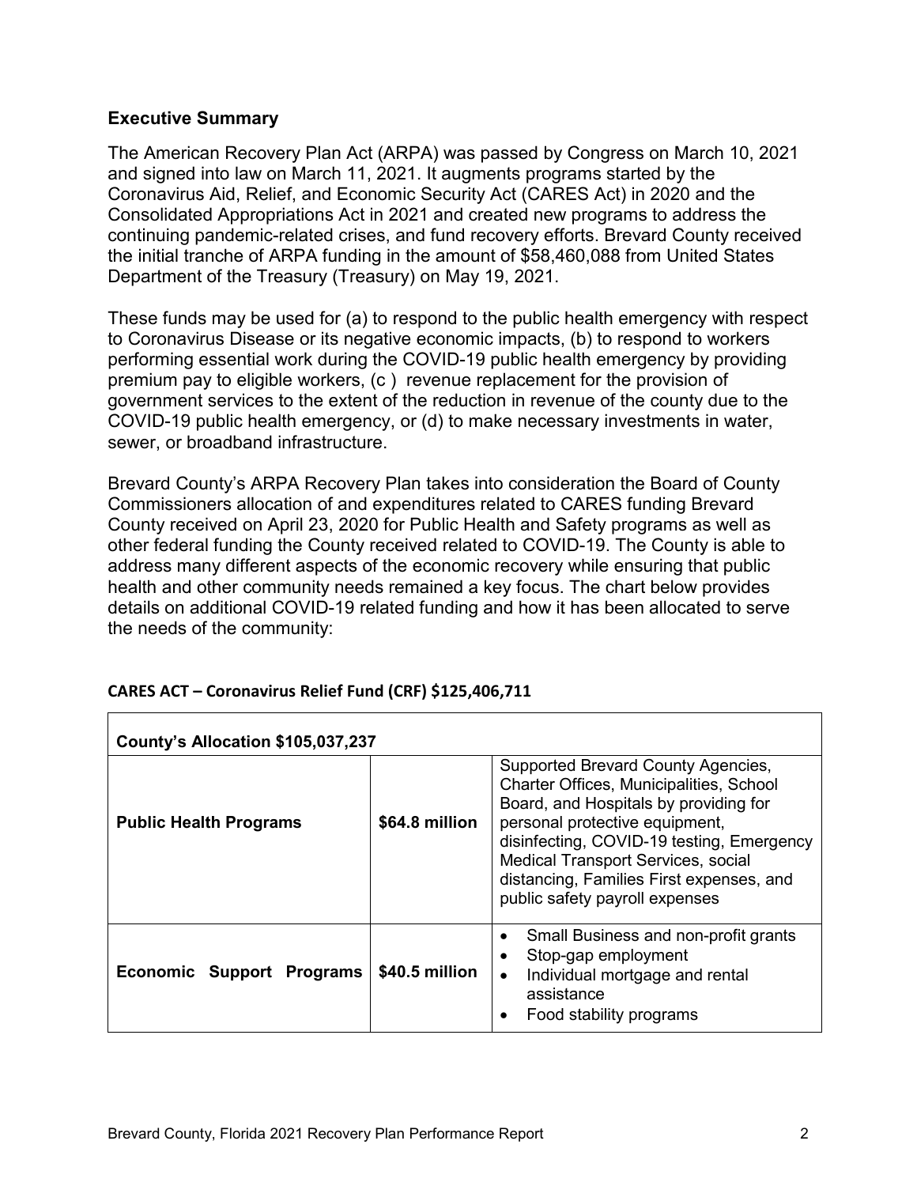## Executive Summary

The American Recovery Plan Act (ARPA) was passed by Congress on March 10, 2021 and signed into law on March 11, 2021. It augments programs started by the Coronavirus Aid, Relief, and Economic Security Act (CARES Act) in 2020 and the Consolidated Appropriations Act in 2021 and created new programs to address the continuing pandemic-related crises, and fund recovery efforts. Brevard County received the initial tranche of ARPA funding in the amount of $58,460,088 from United States Department of the Treasury (Treasury) on May 19, 2021.

These funds may be used for (a) to respond to the public health emergency with respect to Coronavirus Disease or its negative economic impacts, (b) to respond to workers performing essential work during the COVID-19 public health emergency by providing premium pay to eligible workers, (c ) revenue replacement for the provision of government services to the extent of the reduction in revenue of the county due to the COVID-19 public health emergency, or (d) to make necessary investments in water, sewer, or broadband infrastructure.

Brevard County's ARPA Recovery Plan takes into consideration the Board of County Commissioners allocation of and expenditures related to CARES funding Brevard County received on April 23, 2020 for Public Health and Safety programs as well as other federal funding the County received related to COVID-19. The County is able to address many different aspects of the economic recovery while ensuring that public health and other community needs remained a key focus. The chart below provides details on additional COVID-19 related funding and how it has been allocated to serve the needs of the community:

**CARES ACT – Coronavirus Relief Fund (CRF) $125,406,711**

| County's Allocation $105,037,237 | | |
|---|---|---|
| **Public Health Programs** | **$64.8 million** | Supported Brevard County Agencies, Charter Offices, Municipalities, School Board, and Hospitals by providing for personal protective equipment, disinfecting, COVID-19 testing, Emergency Medical Transport Services, social distancing, Families First expenses, and public safety payroll expenses |
| **Economic Support Programs** | **$40.5 million** | • Small Business and non-profit grants<br>• Stop-gap employment<br>• Individual mortgage and rental assistance<br>• Food stability programs |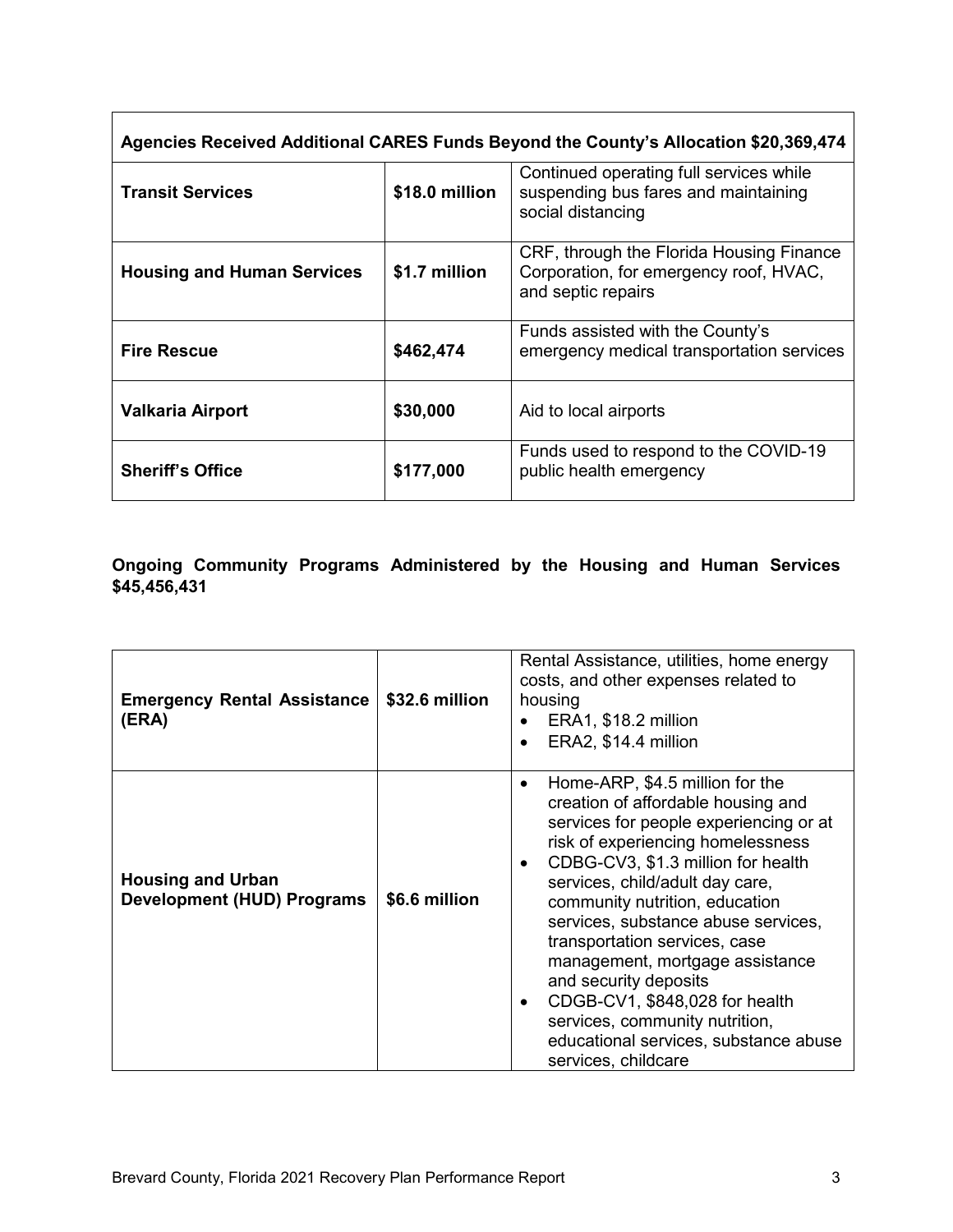| Agencies Received Additional CARES Funds Beyond the County's Allocation $20,369,474 | | |
|---|---|---|
| **Transit Services** | **$18.0 million** | Continued operating full services while suspending bus fares and maintaining social distancing |
| **Housing and Human Services** | **$1.7 million** | CRF, through the Florida Housing Finance Corporation, for emergency roof, HVAC, and septic repairs |
| **Fire Rescue** | **$462,474** | Funds assisted with the County's emergency medical transportation services |
| **Valkaria Airport** | **$30,000** | Aid to local airports |
| **Sheriff's Office** | **$177,000** | Funds used to respond to the COVID-19 public health emergency |

**Ongoing Community Programs Administered by the Housing and Human Services $45,456,431**

| Program | Amount | Description |
|---|---|---|
| **Emergency Rental Assistance (ERA)** | **$32.6 million** | Rental Assistance, utilities, home energy costs, and other expenses related to housing<br>• ERA1, $18.2 million<br>• ERA2, $14.4 million |
| **Housing and Urban Development (HUD) Programs** | **$6.6 million** | • Home-ARP, $4.5 million for the creation of affordable housing and services for people experiencing or at risk of experiencing homelessness<br>• CDBG-CV3, $1.3 million for health services, child/adult day care, community nutrition, education services, substance abuse services, transportation services, case management, mortgage assistance and security deposits<br>• CDGB-CV1, $848,028 for health services, community nutrition, educational services, substance abuse services, childcare |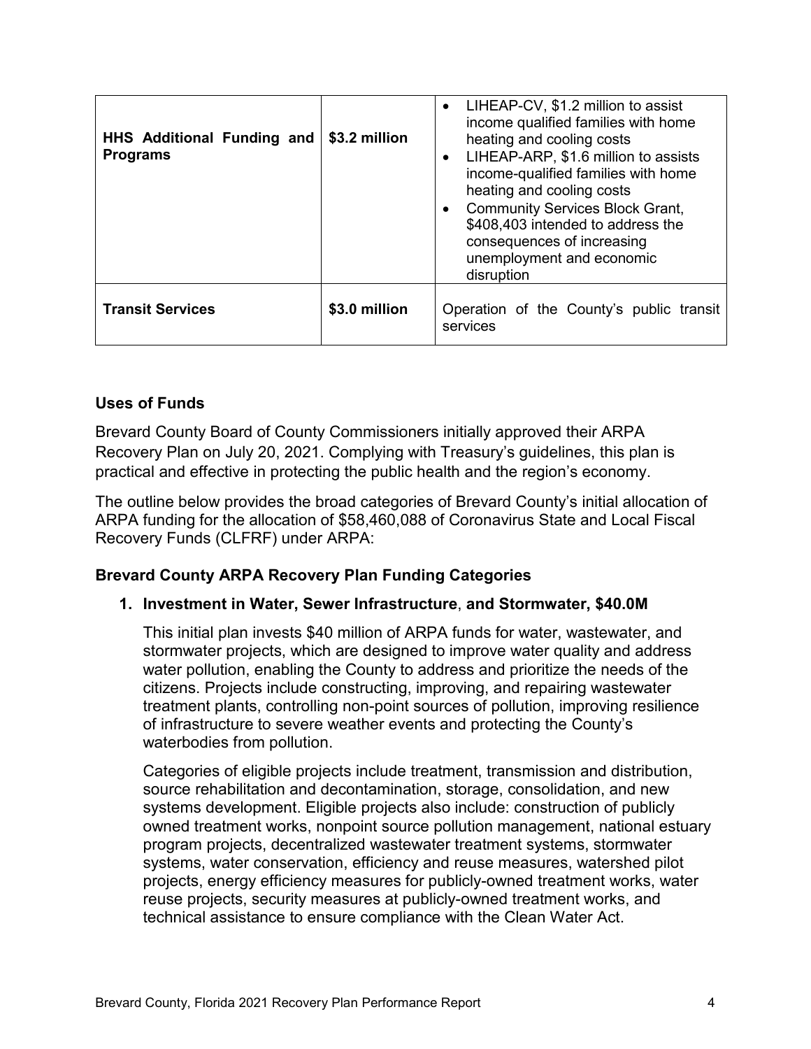| **HHS Additional Funding and Programs** | **$3.2 million** | • LIHEAP-CV, $1.2 million to assist income qualified families with home heating and cooling costs<br>• LIHEAP-ARP, $1.6 million to assists income-qualified families with home heating and cooling costs<br>• Community Services Block Grant, $408,403 intended to address the consequences of increasing unemployment and economic disruption |
|---|---|---|
| **Transit Services** | **$3.0 million** | Operation of the County's public transit services |

### Uses of Funds

Brevard County Board of County Commissioners initially approved their ARPA Recovery Plan on July 20, 2021. Complying with Treasury's guidelines, this plan is practical and effective in protecting the public health and the region's economy.

The outline below provides the broad categories of Brevard County's initial allocation of ARPA funding for the allocation of $58,460,088 of Coronavirus State and Local Fiscal Recovery Funds (CLFRF) under ARPA:

### Brevard County ARPA Recovery Plan Funding Categories

1. **Investment in Water, Sewer Infrastructure, and Stormwater, $40.0M**

   This initial plan invests $40 million of ARPA funds for water, wastewater, and stormwater projects, which are designed to improve water quality and address water pollution, enabling the County to address and prioritize the needs of the citizens. Projects include constructing, improving, and repairing wastewater treatment plants, controlling non-point sources of pollution, improving resilience of infrastructure to severe weather events and protecting the County's waterbodies from pollution.

   Categories of eligible projects include treatment, transmission and distribution, source rehabilitation and decontamination, storage, consolidation, and new systems development. Eligible projects also include: construction of publicly owned treatment works, nonpoint source pollution management, national estuary program projects, decentralized wastewater treatment systems, stormwater systems, water conservation, efficiency and reuse measures, watershed pilot projects, energy efficiency measures for publicly-owned treatment works, water reuse projects, security measures at publicly-owned treatment works, and technical assistance to ensure compliance with the Clean Water Act.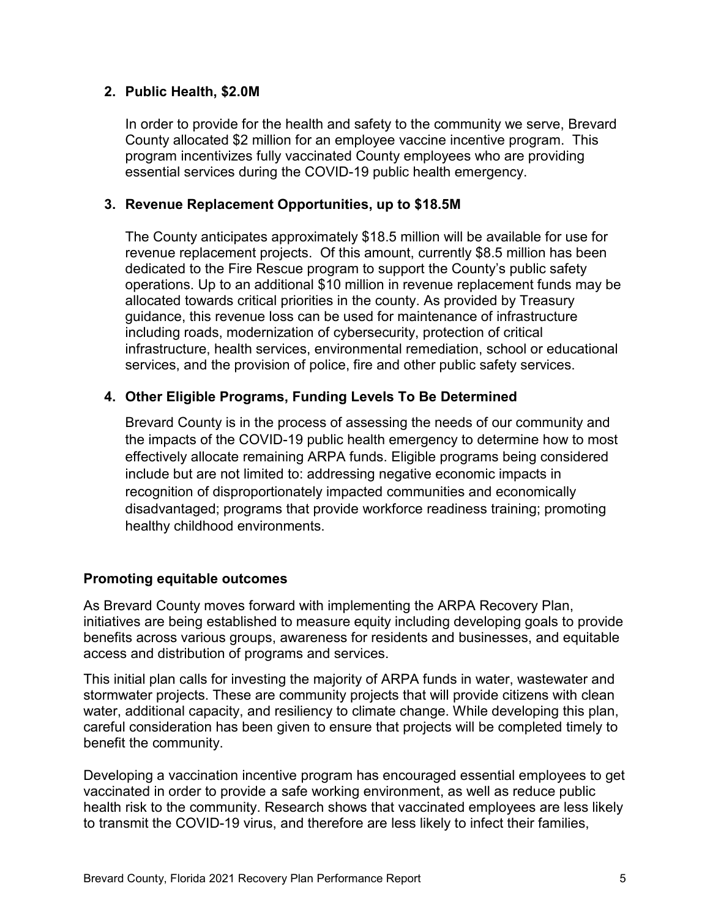**2. Public Health, $2.0M**

In order to provide for the health and safety to the community we serve, Brevard County allocated $2 million for an employee vaccine incentive program. This program incentivizes fully vaccinated County employees who are providing essential services during the COVID-19 public health emergency.

**3. Revenue Replacement Opportunities, up to $18.5M**

The County anticipates approximately $18.5 million will be available for use for revenue replacement projects. Of this amount, currently $8.5 million has been dedicated to the Fire Rescue program to support the County's public safety operations. Up to an additional $10 million in revenue replacement funds may be allocated towards critical priorities in the county. As provided by Treasury guidance, this revenue loss can be used for maintenance of infrastructure including roads, modernization of cybersecurity, protection of critical infrastructure, health services, environmental remediation, school or educational services, and the provision of police, fire and other public safety services.

**4. Other Eligible Programs, Funding Levels To Be Determined**

Brevard County is in the process of assessing the needs of our community and the impacts of the COVID-19 public health emergency to determine how to most effectively allocate remaining ARPA funds. Eligible programs being considered include but are not limited to: addressing negative economic impacts in recognition of disproportionately impacted communities and economically disadvantaged; programs that provide workforce readiness training; promoting healthy childhood environments.

## Promoting equitable outcomes

As Brevard County moves forward with implementing the ARPA Recovery Plan, initiatives are being established to measure equity including developing goals to provide benefits across various groups, awareness for residents and businesses, and equitable access and distribution of programs and services.

This initial plan calls for investing the majority of ARPA funds in water, wastewater and stormwater projects. These are community projects that will provide citizens with clean water, additional capacity, and resiliency to climate change. While developing this plan, careful consideration has been given to ensure that projects will be completed timely to benefit the community.

Developing a vaccination incentive program has encouraged essential employees to get vaccinated in order to provide a safe working environment, as well as reduce public health risk to the community. Research shows that vaccinated employees are less likely to transmit the COVID-19 virus, and therefore are less likely to infect their families,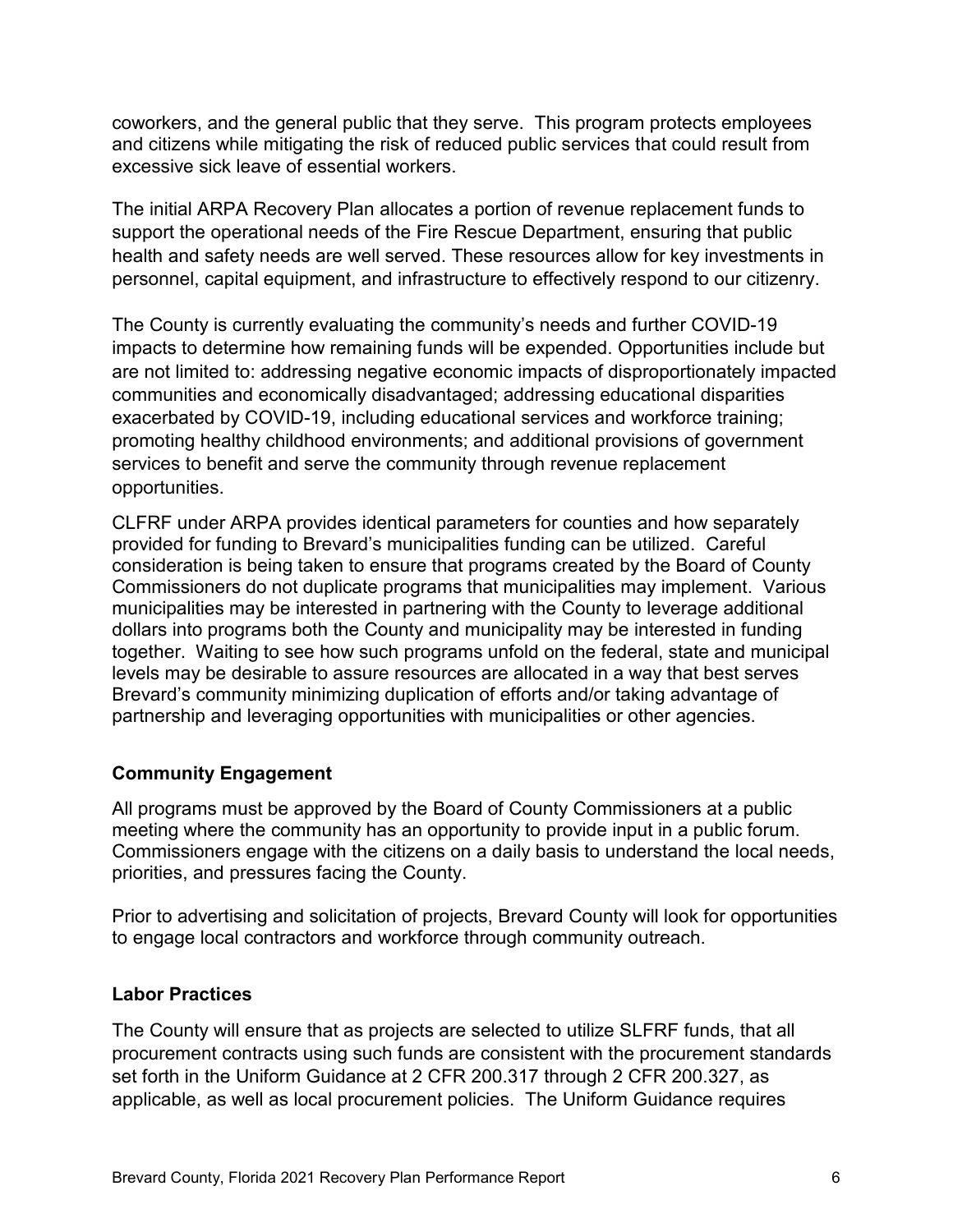coworkers, and the general public that they serve. This program protects employees and citizens while mitigating the risk of reduced public services that could result from excessive sick leave of essential workers.

The initial ARPA Recovery Plan allocates a portion of revenue replacement funds to support the operational needs of the Fire Rescue Department, ensuring that public health and safety needs are well served. These resources allow for key investments in personnel, capital equipment, and infrastructure to effectively respond to our citizenry.

The County is currently evaluating the community's needs and further COVID-19 impacts to determine how remaining funds will be expended. Opportunities include but are not limited to: addressing negative economic impacts of disproportionately impacted communities and economically disadvantaged; addressing educational disparities exacerbated by COVID-19, including educational services and workforce training; promoting healthy childhood environments; and additional provisions of government services to benefit and serve the community through revenue replacement opportunities.

CLFRF under ARPA provides identical parameters for counties and how separately provided for funding to Brevard's municipalities funding can be utilized. Careful consideration is being taken to ensure that programs created by the Board of County Commissioners do not duplicate programs that municipalities may implement. Various municipalities may be interested in partnering with the County to leverage additional dollars into programs both the County and municipality may be interested in funding together. Waiting to see how such programs unfold on the federal, state and municipal levels may be desirable to assure resources are allocated in a way that best serves Brevard's community minimizing duplication of efforts and/or taking advantage of partnership and leveraging opportunities with municipalities or other agencies.

## Community Engagement

All programs must be approved by the Board of County Commissioners at a public meeting where the community has an opportunity to provide input in a public forum. Commissioners engage with the citizens on a daily basis to understand the local needs, priorities, and pressures facing the County.

Prior to advertising and solicitation of projects, Brevard County will look for opportunities to engage local contractors and workforce through community outreach.

## Labor Practices

The County will ensure that as projects are selected to utilize SLFRF funds, that all procurement contracts using such funds are consistent with the procurement standards set forth in the Uniform Guidance at 2 CFR 200.317 through 2 CFR 200.327, as applicable, as well as local procurement policies. The Uniform Guidance requires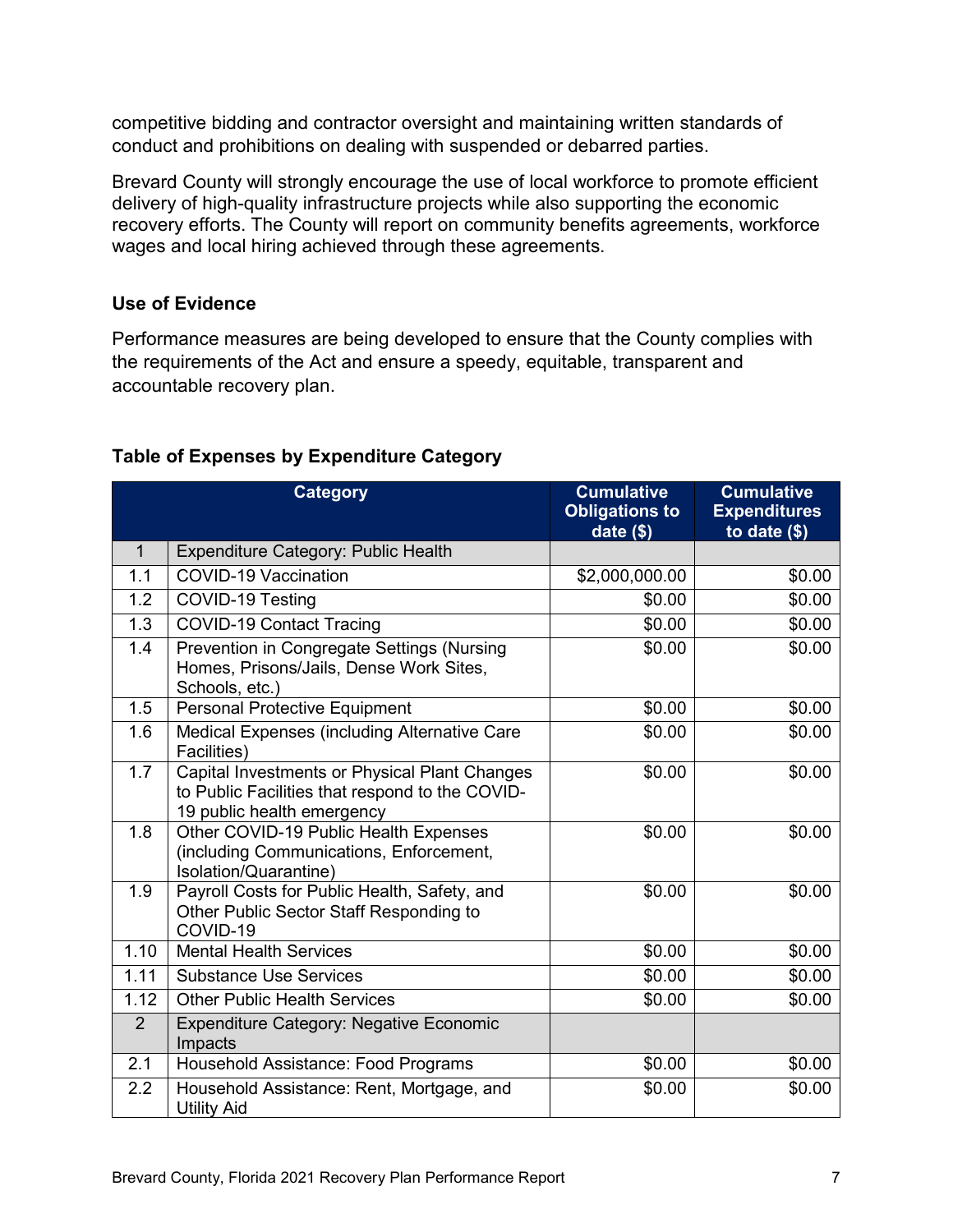competitive bidding and contractor oversight and maintaining written standards of conduct and prohibitions on dealing with suspended or debarred parties.

Brevard County will strongly encourage the use of local workforce to promote efficient delivery of high-quality infrastructure projects while also supporting the economic recovery efforts. The County will report on community benefits agreements, workforce wages and local hiring achieved through these agreements.

### Use of Evidence

Performance measures are being developed to ensure that the County complies with the requirements of the Act and ensure a speedy, equitable, transparent and accountable recovery plan.

### Table of Expenses by Expenditure Category

| | Category | Cumulative Obligations to date ($) | Cumulative Expenditures to date ($) |
|---|---|---|---|
| 1 | Expenditure Category: Public Health | | |
| 1.1 | COVID-19 Vaccination | $2,000,000.00 | $0.00 |
| 1.2 | COVID-19 Testing | $0.00 | $0.00 |
| 1.3 | COVID-19 Contact Tracing | $0.00 | $0.00 |
| 1.4 | Prevention in Congregate Settings (Nursing Homes, Prisons/Jails, Dense Work Sites, Schools, etc.) | $0.00 | $0.00 |
| 1.5 | Personal Protective Equipment | $0.00 | $0.00 |
| 1.6 | Medical Expenses (including Alternative Care Facilities) | $0.00 | $0.00 |
| 1.7 | Capital Investments or Physical Plant Changes to Public Facilities that respond to the COVID-19 public health emergency | $0.00 | $0.00 |
| 1.8 | Other COVID-19 Public Health Expenses (including Communications, Enforcement, Isolation/Quarantine) | $0.00 | $0.00 |
| 1.9 | Payroll Costs for Public Health, Safety, and Other Public Sector Staff Responding to COVID-19 | $0.00 | $0.00 |
| 1.10 | Mental Health Services | $0.00 | $0.00 |
| 1.11 | Substance Use Services | $0.00 | $0.00 |
| 1.12 | Other Public Health Services | $0.00 | $0.00 |
| 2 | Expenditure Category: Negative Economic Impacts | | |
| 2.1 | Household Assistance: Food Programs | $0.00 | $0.00 |
| 2.2 | Household Assistance: Rent, Mortgage, and Utility Aid | $0.00 | $0.00 |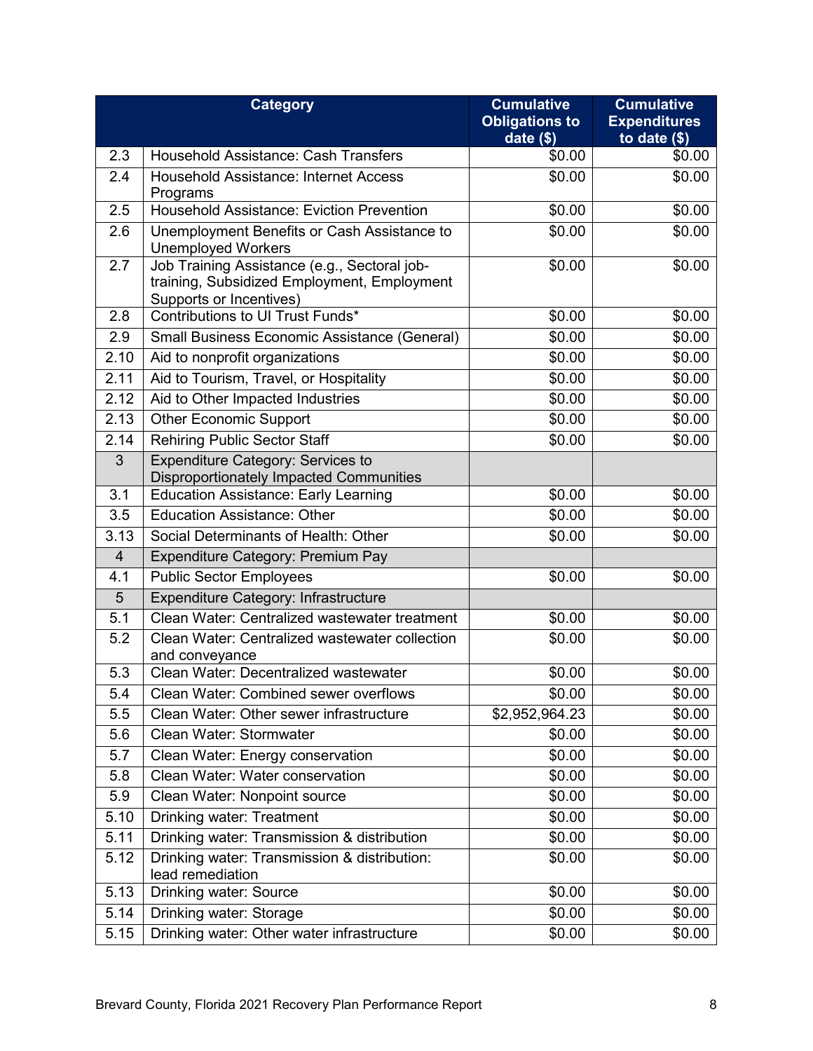| | Category | Cumulative Obligations to date ($) | Cumulative Expenditures to date ($) |
|---|---|---|---|
| 2.3 | Household Assistance: Cash Transfers | $0.00 | $0.00 |
| 2.4 | Household Assistance: Internet Access Programs | $0.00 | $0.00 |
| 2.5 | Household Assistance: Eviction Prevention | $0.00 | $0.00 |
| 2.6 | Unemployment Benefits or Cash Assistance to Unemployed Workers | $0.00 | $0.00 |
| 2.7 | Job Training Assistance (e.g., Sectoral job-training, Subsidized Employment, Employment Supports or Incentives) | $0.00 | $0.00 |
| 2.8 | Contributions to UI Trust Funds* | $0.00 | $0.00 |
| 2.9 | Small Business Economic Assistance (General) | $0.00 | $0.00 |
| 2.10 | Aid to nonprofit organizations | $0.00 | $0.00 |
| 2.11 | Aid to Tourism, Travel, or Hospitality | $0.00 | $0.00 |
| 2.12 | Aid to Other Impacted Industries | $0.00 | $0.00 |
| 2.13 | Other Economic Support | $0.00 | $0.00 |
| 2.14 | Rehiring Public Sector Staff | $0.00 | $0.00 |
| 3 | Expenditure Category: Services to Disproportionately Impacted Communities | | |
| 3.1 | Education Assistance: Early Learning | $0.00 | $0.00 |
| 3.5 | Education Assistance: Other | $0.00 | $0.00 |
| 3.13 | Social Determinants of Health: Other | $0.00 | $0.00 |
| 4 | Expenditure Category: Premium Pay | | |
| 4.1 | Public Sector Employees | $0.00 | $0.00 |
| 5 | Expenditure Category: Infrastructure | | |
| 5.1 | Clean Water: Centralized wastewater treatment | $0.00 | $0.00 |
| 5.2 | Clean Water: Centralized wastewater collection and conveyance | $0.00 | $0.00 |
| 5.3 | Clean Water: Decentralized wastewater | $0.00 | $0.00 |
| 5.4 | Clean Water: Combined sewer overflows | $0.00 | $0.00 |
| 5.5 | Clean Water: Other sewer infrastructure | $2,952,964.23 | $0.00 |
| 5.6 | Clean Water: Stormwater | $0.00 | $0.00 |
| 5.7 | Clean Water: Energy conservation | $0.00 | $0.00 |
| 5.8 | Clean Water: Water conservation | $0.00 | $0.00 |
| 5.9 | Clean Water: Nonpoint source | $0.00 | $0.00 |
| 5.10 | Drinking water: Treatment | $0.00 | $0.00 |
| 5.11 | Drinking water: Transmission & distribution | $0.00 | $0.00 |
| 5.12 | Drinking water: Transmission & distribution: lead remediation | $0.00 | $0.00 |
| 5.13 | Drinking water: Source | $0.00 | $0.00 |
| 5.14 | Drinking water: Storage | $0.00 | $0.00 |
| 5.15 | Drinking water: Other water infrastructure | $0.00 | $0.00 |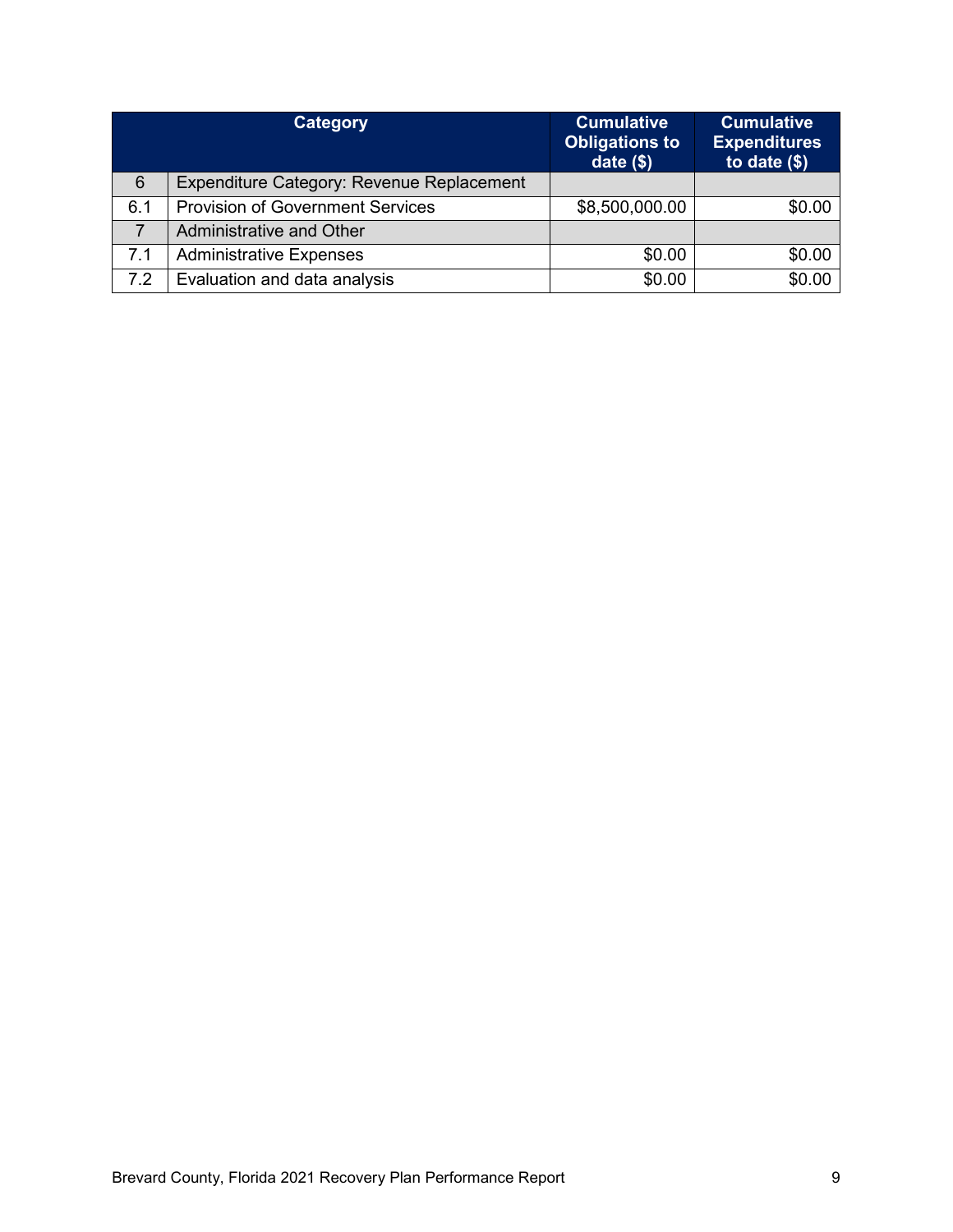| Category | | Cumulative Obligations to date ($) | Cumulative Expenditures to date ($) |
|---|---|---|---|
| 6 | Expenditure Category: Revenue Replacement | | |
| 6.1 | Provision of Government Services | $8,500,000.00 | $0.00 |
| 7 | Administrative and Other | | |
| 7.1 | Administrative Expenses | $0.00 | $0.00 |
| 7.2 | Evaluation and data analysis | $0.00 | $0.00 |